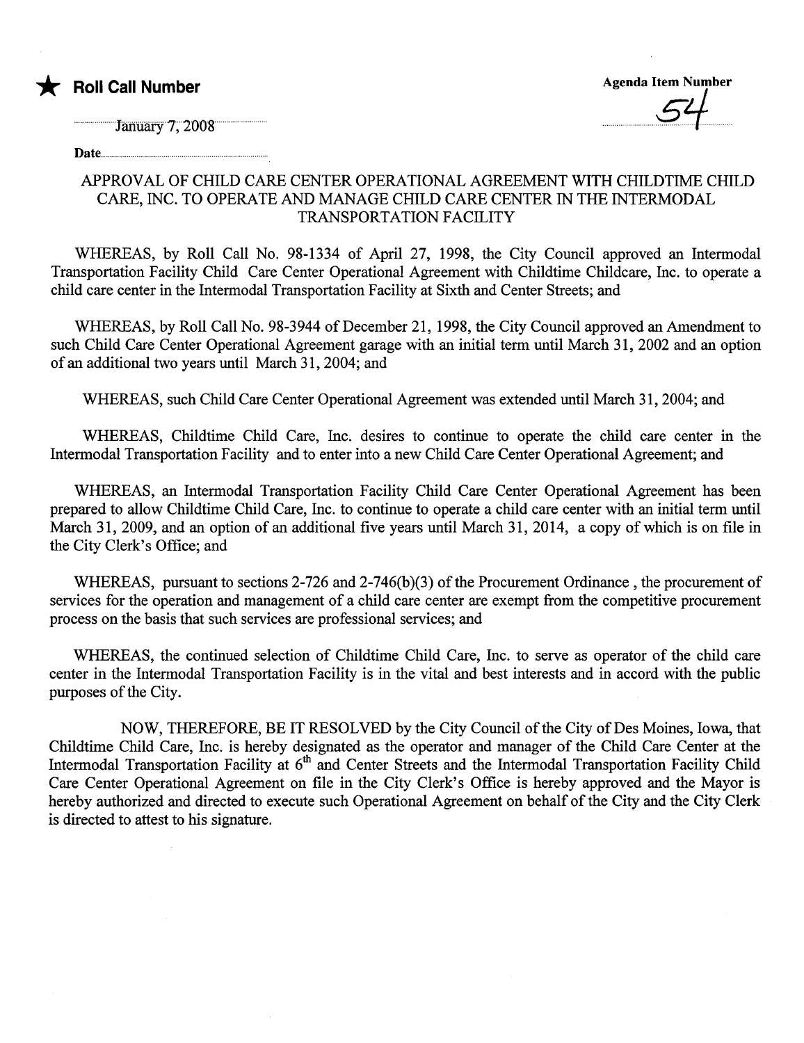★ **Roll Call Number**

January 7, 2008

Date

**Agenda Item Number**

54

APPROVAL OF CHILD CARE CENTER OPERATIONAL AGREEMENT WITH CHILDTIME CHILD CARE, INC. TO OPERATE AND MANAGE CHILD CARE CENTER IN THE INTERMODAL TRANSPORTATION FACILITY

WHEREAS, by Roll Call No. 98-1334 of April 27, 1998, the City Council approved an Intermodal Transportation Facility Child Care Center Operational Agreement with Childtime Childcare, Inc. to operate a child care center in the Intermodal Transportation Facility at Sixth and Center Streets; and

WHEREAS, by Roll Call No. 98-3944 of December 21, 1998, the City Council approved an Amendment to such Child Care Center Operational Agreement garage with an initial term until March 31, 2002 and an option of an additional two years until March 31, 2004; and

WHEREAS, such Child Care Center Operational Agreement was extended until March 31, 2004; and

WHEREAS, Childtime Child Care, Inc. desires to continue to operate the child care center in the Intermodal Transportation Facility and to enter into a new Child Care Center Operational Agreement; and

WHEREAS, an Intermodal Transportation Facility Child Care Center Operational Agreement has been prepared to allow Childtime Child Care, Inc. to continue to operate a child care center with an initial term until March 31, 2009, and an option of an additional five years until March 31, 2014, a copy of which is on file in the City Clerk's Office; and

WHEREAS, pursuant to sections 2-726 and 2-746(b)(3) of the Procurement Ordinance , the procurement of services for the operation and management of a child care center are exempt from the competitive procurement process on the basis that such services are professional services; and

WHEREAS, the continued selection of Childtime Child Care, Inc. to serve as operator of the child care center in the Intermodal Transportation Facility is in the vital and best interests and in accord with the public purposes of the City.

NOW, THEREFORE, BE IT RESOLVED by the City Council of the City of Des Moines, Iowa, that Childtime Child Care, Inc. is hereby designated as the operator and manager of the Child Care Center at the Intermodal Transportation Facility at 6th and Center Streets and the Intermodal Transportation Facility Child Care Center Operational Agreement on file in the City Clerk's Office is hereby approved and the Mayor is hereby authorized and directed to execute such Operational Agreement on behalf of the City and the City Clerk is directed to attest to his signature.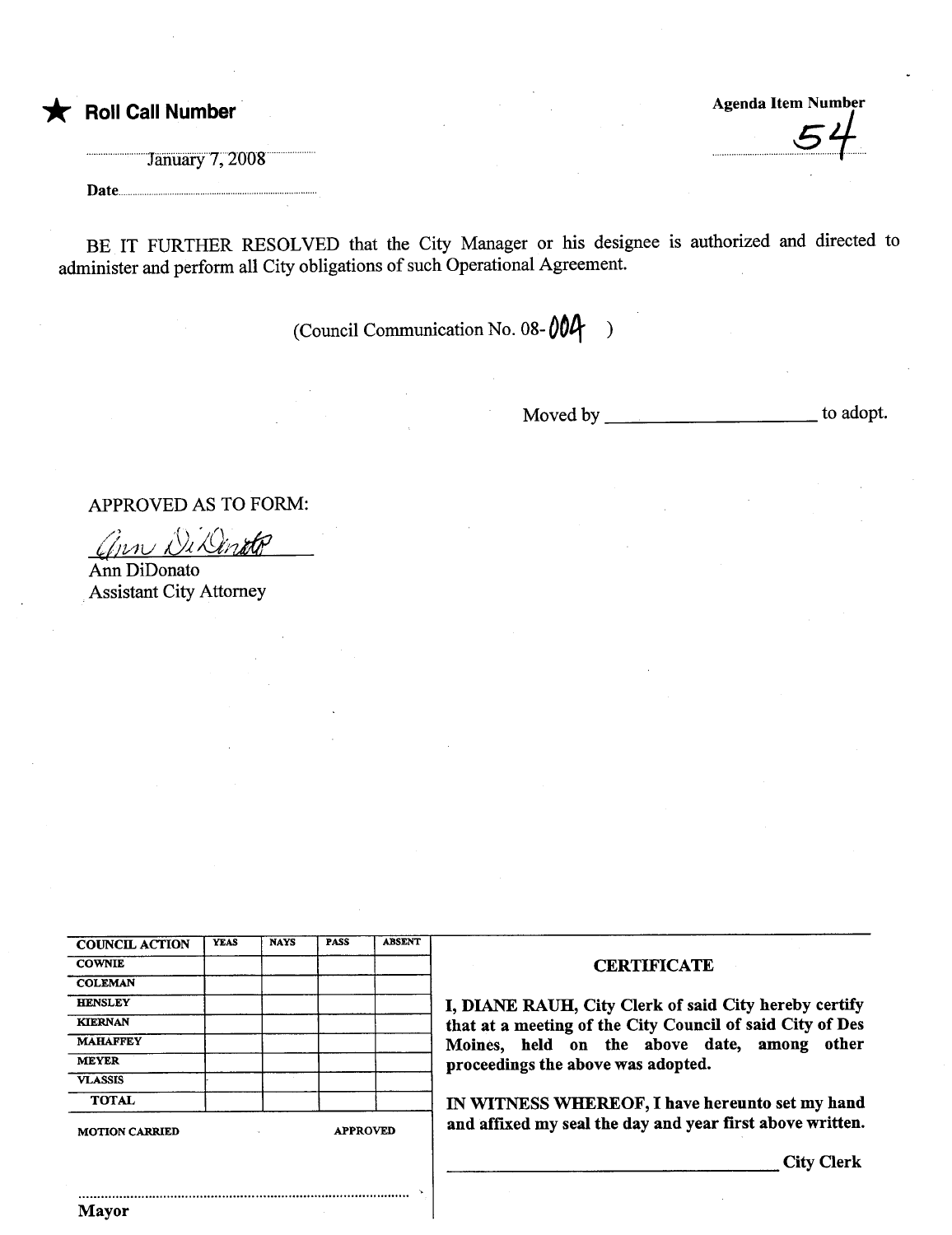★ **Roll Call Number**

January 7, 2008

Date

**Agenda Item Number**

54

BE IT FURTHER RESOLVED that the City Manager or his designee is authorized and directed to administer and perform all City obligations of such Operational Agreement.

(Council Communication No. 08-004 )

Moved by ______________________ to adopt.

APPROVED AS TO FORM:

Ann DiDonato
Ann DiDonato
Assistant City Attorney

| COUNCIL ACTION | YEAS | NAYS | PASS | ABSENT |
|---|---|---|---|---|
| COWNIE | | | | |
| COLEMAN | | | | |
| HENSLEY | | | | |
| KIERNAN | | | | |
| MAHAFFEY | | | | |
| MEYER | | | | |
| VLASSIS | | | | |
| TOTAL | | | | |

MOTION CARRIED APPROVED

..........................................................................................

Mayor

**CERTIFICATE**

**I, DIANE RAUH, City Clerk of said City hereby certify that at a meeting of the City Council of said City of Des Moines, held on the above date, among other proceedings the above was adopted.**

**IN WITNESS WHEREOF, I have hereunto set my hand and affixed my seal the day and year first above written.**

________________________________ **City Clerk**